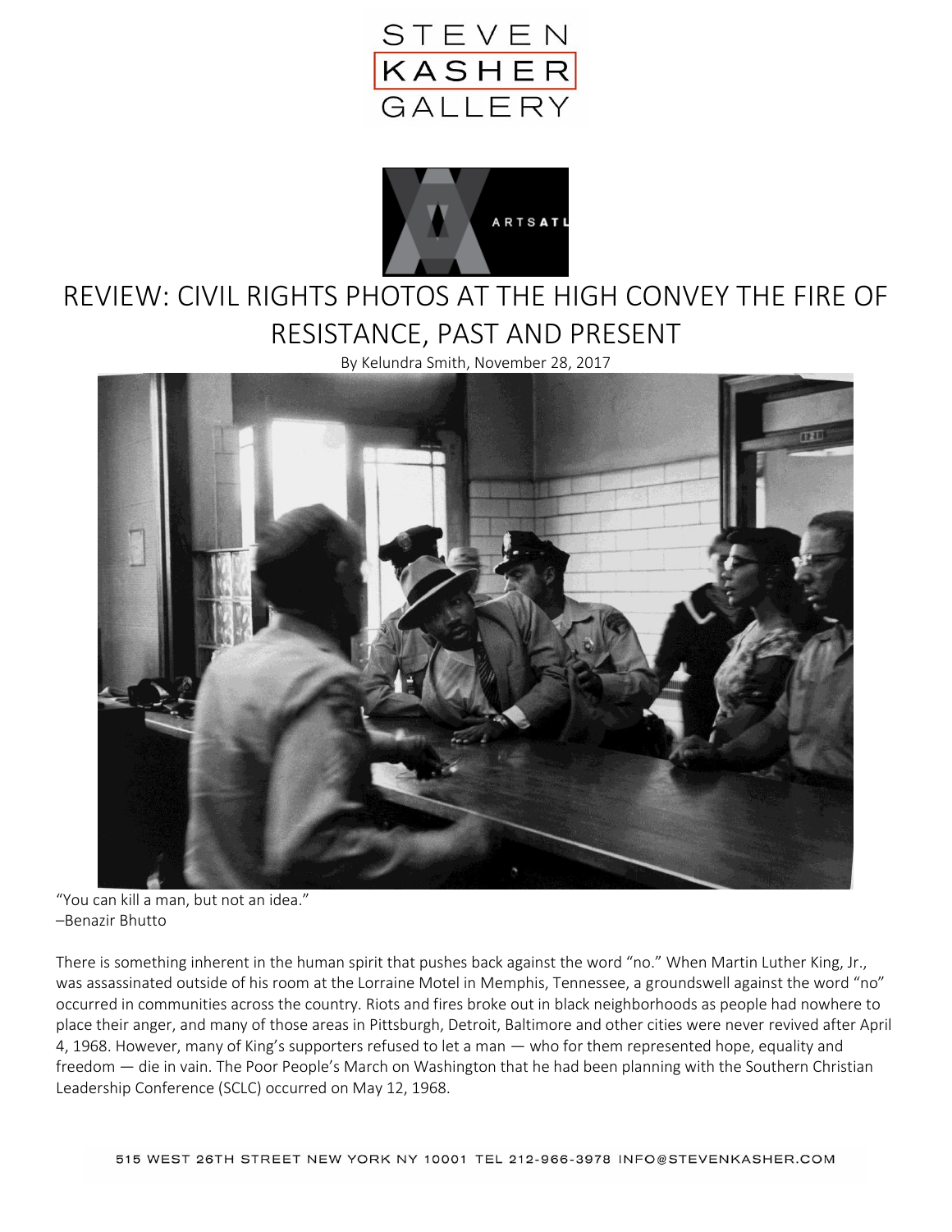STEVEN KASHER GALLERY

ARTSATL

# REVIEW: CIVIL RIGHTS PHOTOS AT THE HIGH CONVEY THE FIRE OF RESISTANCE, PAST AND PRESENT

By Kelundra Smith, November 28, 2017

"You can kill a man, but not an idea."
–Benazir Bhutto

There is something inherent in the human spirit that pushes back against the word "no." When Martin Luther King, Jr., was assassinated outside of his room at the Lorraine Motel in Memphis, Tennessee, a groundswell against the word "no" occurred in communities across the country. Riots and fires broke out in black neighborhoods as people had nowhere to place their anger, and many of those areas in Pittsburgh, Detroit, Baltimore and other cities were never revived after April 4, 1968. However, many of King's supporters refused to let a man — who for them represented hope, equality and freedom — die in vain. The Poor People's March on Washington that he had been planning with the Southern Christian Leadership Conference (SCLC) occurred on May 12, 1968.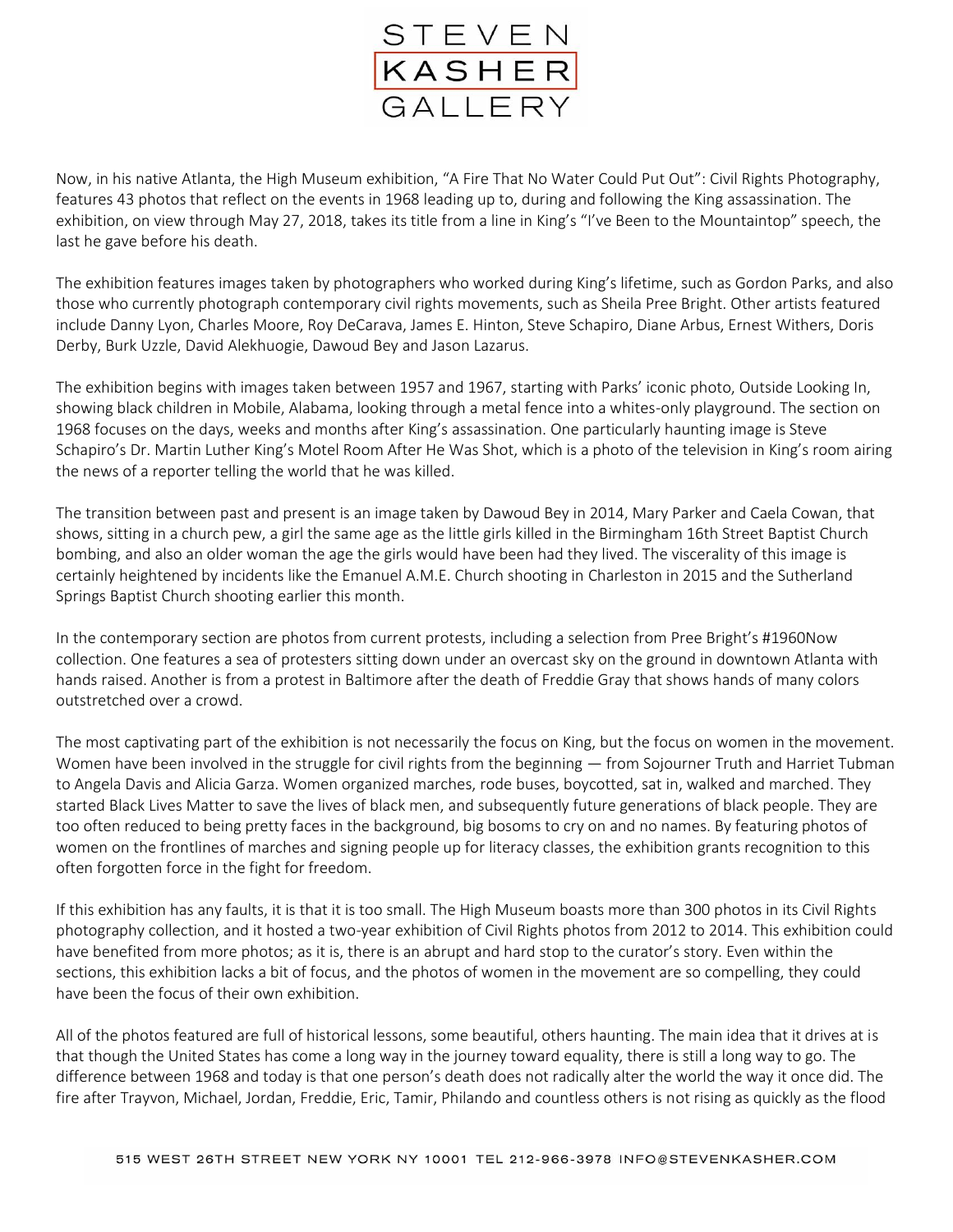Now, in his native Atlanta, the High Museum exhibition, "A Fire That No Water Could Put Out": Civil Rights Photography, features 43 photos that reflect on the events in 1968 leading up to, during and following the King assassination. The exhibition, on view through May 27, 2018, takes its title from a line in King's "I've Been to the Mountaintop" speech, the last he gave before his death.

The exhibition features images taken by photographers who worked during King's lifetime, such as Gordon Parks, and also those who currently photograph contemporary civil rights movements, such as Sheila Pree Bright. Other artists featured include Danny Lyon, Charles Moore, Roy DeCarava, James E. Hinton, Steve Schapiro, Diane Arbus, Ernest Withers, Doris Derby, Burk Uzzle, David Alekhuogie, Dawoud Bey and Jason Lazarus.

The exhibition begins with images taken between 1957 and 1967, starting with Parks' iconic photo, Outside Looking In, showing black children in Mobile, Alabama, looking through a metal fence into a whites-only playground. The section on 1968 focuses on the days, weeks and months after King's assassination. One particularly haunting image is Steve Schapiro's Dr. Martin Luther King's Motel Room After He Was Shot, which is a photo of the television in King's room airing the news of a reporter telling the world that he was killed.

The transition between past and present is an image taken by Dawoud Bey in 2014, Mary Parker and Caela Cowan, that shows, sitting in a church pew, a girl the same age as the little girls killed in the Birmingham 16th Street Baptist Church bombing, and also an older woman the age the girls would have been had they lived. The viscerality of this image is certainly heightened by incidents like the Emanuel A.M.E. Church shooting in Charleston in 2015 and the Sutherland Springs Baptist Church shooting earlier this month.

In the contemporary section are photos from current protests, including a selection from Pree Bright's #1960Now collection. One features a sea of protesters sitting down under an overcast sky on the ground in downtown Atlanta with hands raised. Another is from a protest in Baltimore after the death of Freddie Gray that shows hands of many colors outstretched over a crowd.

The most captivating part of the exhibition is not necessarily the focus on King, but the focus on women in the movement. Women have been involved in the struggle for civil rights from the beginning — from Sojourner Truth and Harriet Tubman to Angela Davis and Alicia Garza. Women organized marches, rode buses, boycotted, sat in, walked and marched. They started Black Lives Matter to save the lives of black men, and subsequently future generations of black people. They are too often reduced to being pretty faces in the background, big bosoms to cry on and no names. By featuring photos of women on the frontlines of marches and signing people up for literacy classes, the exhibition grants recognition to this often forgotten force in the fight for freedom.

If this exhibition has any faults, it is that it is too small. The High Museum boasts more than 300 photos in its Civil Rights photography collection, and it hosted a two-year exhibition of Civil Rights photos from 2012 to 2014. This exhibition could have benefited from more photos; as it is, there is an abrupt and hard stop to the curator's story. Even within the sections, this exhibition lacks a bit of focus, and the photos of women in the movement are so compelling, they could have been the focus of their own exhibition.

All of the photos featured are full of historical lessons, some beautiful, others haunting. The main idea that it drives at is that though the United States has come a long way in the journey toward equality, there is still a long way to go. The difference between 1968 and today is that one person's death does not radically alter the world the way it once did. The fire after Trayvon, Michael, Jordan, Freddie, Eric, Tamir, Philando and countless others is not rising as quickly as the flood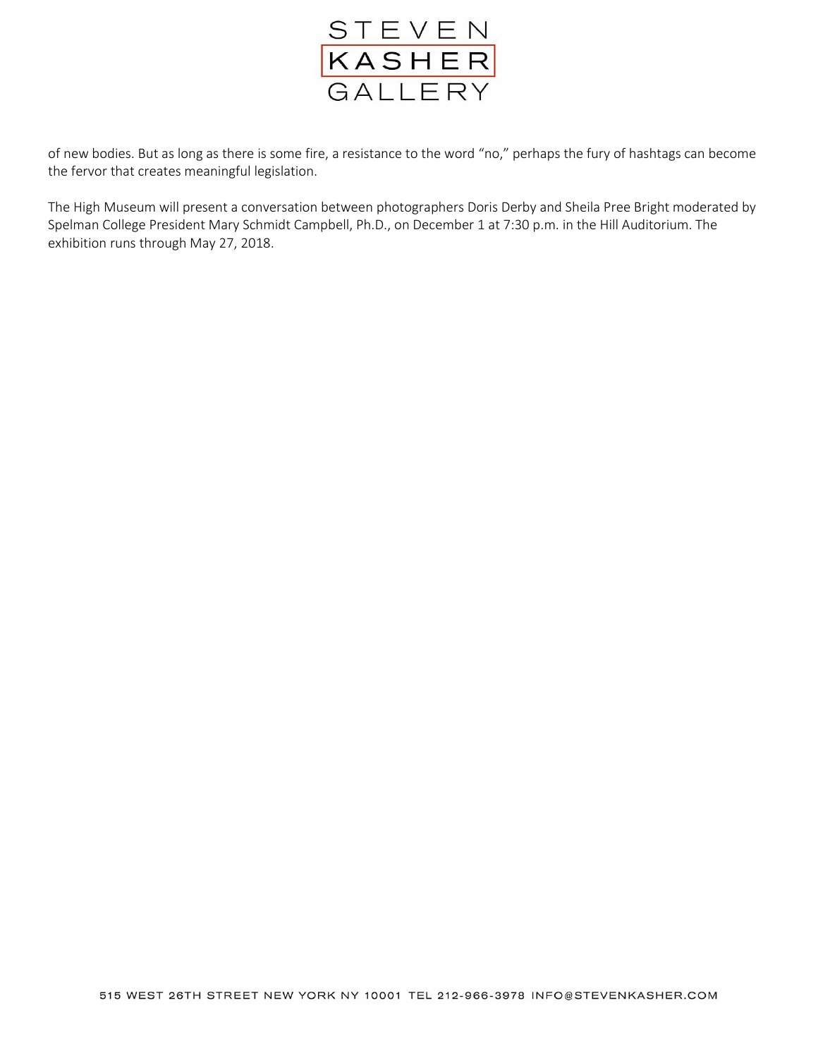of new bodies. But as long as there is some fire, a resistance to the word "no," perhaps the fury of hashtags can become the fervor that creates meaningful legislation.

The High Museum will present a conversation between photographers Doris Derby and Sheila Pree Bright moderated by Spelman College President Mary Schmidt Campbell, Ph.D., on December 1 at 7:30 p.m. in the Hill Auditorium. The exhibition runs through May 27, 2018.